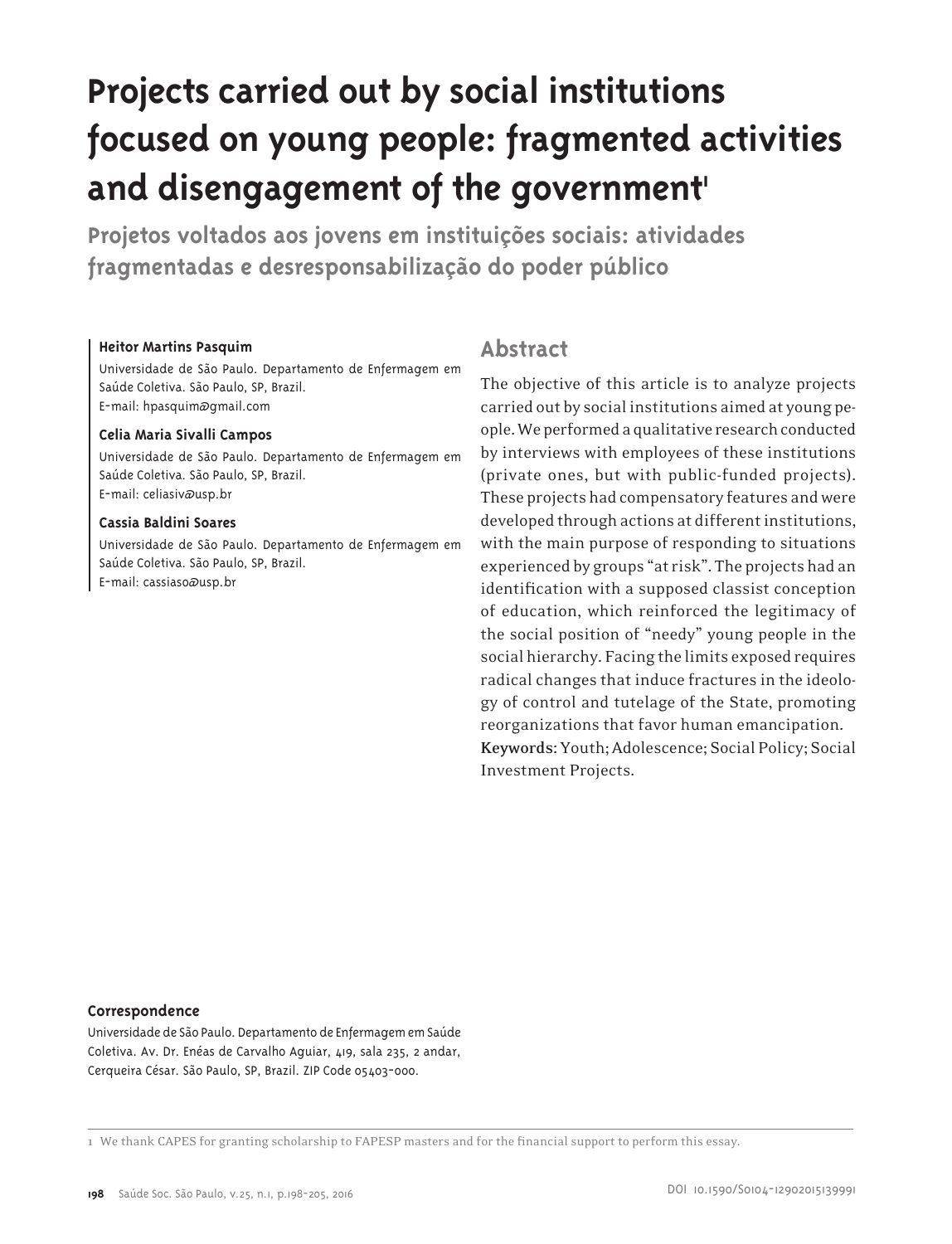# Projects carried out by social institutions focused on young people: fragmented activities and disengagement of the government[1]

## Projetos voltados aos jovens em instituições sociais: atividades fragmentadas e desresponsabilização do poder público

**Heitor Martins Pasquim**
Universidade de São Paulo. Departamento de Enfermagem em Saúde Coletiva. São Paulo, SP, Brazil.
E-mail: hpasquim@gmail.com

**Celia Maria Sivalli Campos**
Universidade de São Paulo. Departamento de Enfermagem em Saúde Coletiva. São Paulo, SP, Brazil.
E-mail: celiasiv@usp.br

**Cassia Baldini Soares**
Universidade de São Paulo. Departamento de Enfermagem em Saúde Coletiva. São Paulo, SP, Brazil.
E-mail: cassiaso@usp.br

## Abstract

The objective of this article is to analyze projects carried out by social institutions aimed at young people. We performed a qualitative research conducted by interviews with employees of these institutions (private ones, but with public-funded projects). These projects had compensatory features and were developed through actions at different institutions, with the main purpose of responding to situations experienced by groups "at risk". The projects had an identification with a supposed classist conception of education, which reinforced the legitimacy of the social position of "needy" young people in the social hierarchy. Facing the limits exposed requires radical changes that induce fractures in the ideology of control and tutelage of the State, promoting reorganizations that favor human emancipation.

**Keywords**: Youth; Adolescence; Social Policy; Social Investment Projects.

**Correspondence**
Universidade de São Paulo. Departamento de Enfermagem em Saúde Coletiva. Av. Dr. Enéas de Carvalho Aguiar, 419, sala 235, 2 andar, Cerqueira César. São Paulo, SP, Brazil. ZIP Code 05403-000.

1 We thank CAPES for granting scholarship to FAPESP masters and for the financial support to perform this essay.

DOI 10.1590/S0104-12902015139991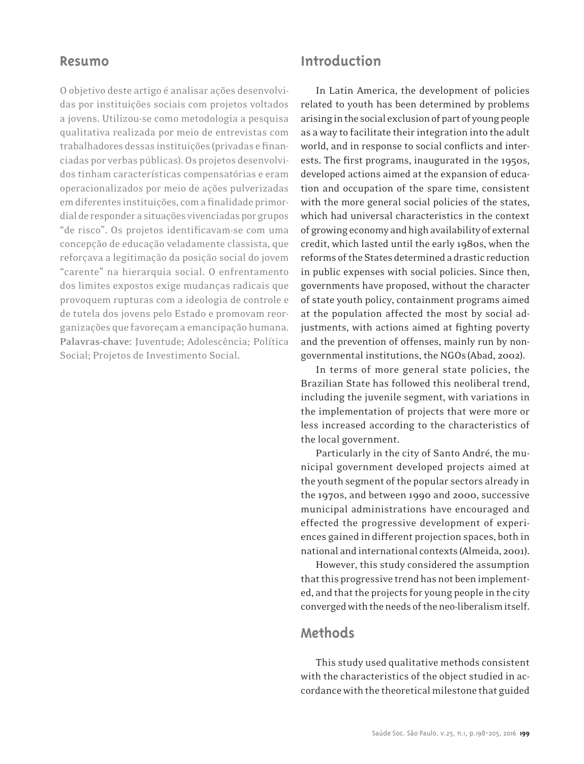## Resumo

O objetivo deste artigo é analisar ações desenvolvidas por instituições sociais com projetos voltados a jovens. Utilizou-se como metodologia a pesquisa qualitativa realizada por meio de entrevistas com trabalhadores dessas instituições (privadas e financiadas por verbas públicas). Os projetos desenvolvidos tinham características compensatórias e eram operacionalizados por meio de ações pulverizadas em diferentes instituições, com a finalidade primordial de responder a situações vivenciadas por grupos "de risco". Os projetos identificavam-se com uma concepção de educação veladamente classista, que reforçava a legitimação da posição social do jovem "carente" na hierarquia social. O enfrentamento dos limites expostos exige mudanças radicais que provoquem rupturas com a ideologia de controle e de tutela dos jovens pelo Estado e promovam reorganizações que favoreçam a emancipação humana.

**Palavras-chave**: Juventude; Adolescência; Política Social; Projetos de Investimento Social.

## Introduction

In Latin America, the development of policies related to youth has been determined by problems arising in the social exclusion of part of young people as a way to facilitate their integration into the adult world, and in response to social conflicts and interests. The first programs, inaugurated in the 1950s, developed actions aimed at the expansion of education and occupation of the spare time, consistent with the more general social policies of the states, which had universal characteristics in the context of growing economy and high availability of external credit, which lasted until the early 1980s, when the reforms of the States determined a drastic reduction in public expenses with social policies. Since then, governments have proposed, without the character of state youth policy, containment programs aimed at the population affected the most by social adjustments, with actions aimed at fighting poverty and the prevention of offenses, mainly run by non-governmental institutions, the NGOs (Abad, 2002).

In terms of more general state policies, the Brazilian State has followed this neoliberal trend, including the juvenile segment, with variations in the implementation of projects that were more or less increased according to the characteristics of the local government.

Particularly in the city of Santo André, the municipal government developed projects aimed at the youth segment of the popular sectors already in the 1970s, and between 1990 and 2000, successive municipal administrations have encouraged and effected the progressive development of experiences gained in different projection spaces, both in national and international contexts (Almeida, 2001).

However, this study considered the assumption that this progressive trend has not been implemented, and that the projects for young people in the city converged with the needs of the neo-liberalism itself.

## Methods

This study used qualitative methods consistent with the characteristics of the object studied in accordance with the theoretical milestone that guided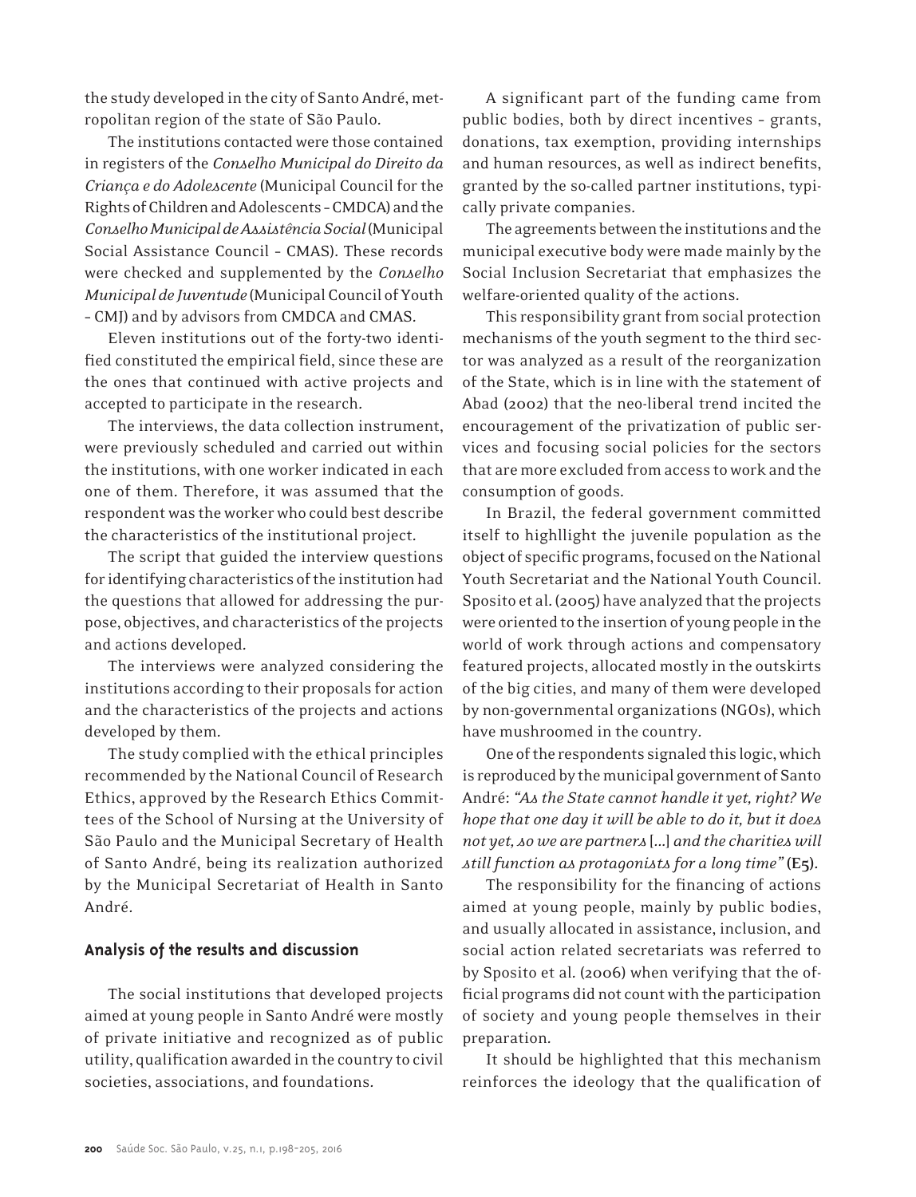the study developed in the city of Santo André, metropolitan region of the state of São Paulo.

The institutions contacted were those contained in registers of the *Conselho Municipal do Direito da Criança e do Adolescente* (Municipal Council for the Rights of Children and Adolescents – CMDCA) and the *Conselho Municipal de Assistência Social* (Municipal Social Assistance Council - CMAS). These records were checked and supplemented by the *Conselho Municipal de Juventude* (Municipal Council of Youth – CMJ) and by advisors from CMDCA and CMAS.

Eleven institutions out of the forty-two identified constituted the empirical field, since these are the ones that continued with active projects and accepted to participate in the research.

The interviews, the data collection instrument, were previously scheduled and carried out within the institutions, with one worker indicated in each one of them. Therefore, it was assumed that the respondent was the worker who could best describe the characteristics of the institutional project.

The script that guided the interview questions for identifying characteristics of the institution had the questions that allowed for addressing the purpose, objectives, and characteristics of the projects and actions developed.

The interviews were analyzed considering the institutions according to their proposals for action and the characteristics of the projects and actions developed by them.

The study complied with the ethical principles recommended by the National Council of Research Ethics, approved by the Research Ethics Committees of the School of Nursing at the University of São Paulo and the Municipal Secretary of Health of Santo André, being its realization authorized by the Municipal Secretariat of Health in Santo André.

## Analysis of the results and discussion

The social institutions that developed projects aimed at young people in Santo André were mostly of private initiative and recognized as of public utility, qualification awarded in the country to civil societies, associations, and foundations.

A significant part of the funding came from public bodies, both by direct incentives – grants, donations, tax exemption, providing internships and human resources, as well as indirect benefits, granted by the so-called partner institutions, typically private companies.

The agreements between the institutions and the municipal executive body were made mainly by the Social Inclusion Secretariat that emphasizes the welfare-oriented quality of the actions.

This responsibility grant from social protection mechanisms of the youth segment to the third sector was analyzed as a result of the reorganization of the State, which is in line with the statement of Abad (2002) that the neo-liberal trend incited the encouragement of the privatization of public services and focusing social policies for the sectors that are more excluded from access to work and the consumption of goods.

In Brazil, the federal government committed itself to highllight the juvenile population as the object of specific programs, focused on the National Youth Secretariat and the National Youth Council. Sposito et al. (2005) have analyzed that the projects were oriented to the insertion of young people in the world of work through actions and compensatory featured projects, allocated mostly in the outskirts of the big cities, and many of them were developed by non-governmental organizations (NGOs), which have mushroomed in the country.

One of the respondents signaled this logic, which is reproduced by the municipal government of Santo André: *"As the State cannot handle it yet, right? We hope that one day it will be able to do it, but it does not yet, so we are partners* [...] *and the charities will still function as protagonists for a long time"* (E5).

The responsibility for the financing of actions aimed at young people, mainly by public bodies, and usually allocated in assistance, inclusion, and social action related secretariats was referred to by Sposito et al. (2006) when verifying that the official programs did not count with the participation of society and young people themselves in their preparation.

It should be highlighted that this mechanism reinforces the ideology that the qualification of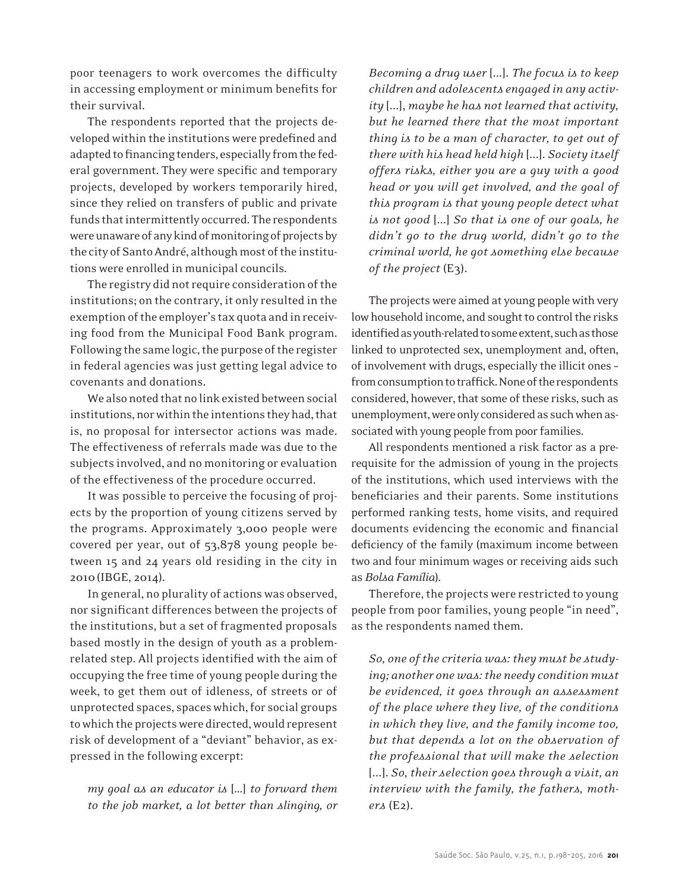poor teenagers to work overcomes the difficulty in accessing employment or minimum benefits for their survival.

The respondents reported that the projects developed within the institutions were predefined and adapted to financing tenders, especially from the federal government. They were specific and temporary projects, developed by workers temporarily hired, since they relied on transfers of public and private funds that intermittently occurred. The respondents were unaware of any kind of monitoring of projects by the city of Santo André, although most of the institutions were enrolled in municipal councils.

The registry did not require consideration of the institutions; on the contrary, it only resulted in the exemption of the employer's tax quota and in receiving food from the Municipal Food Bank program. Following the same logic, the purpose of the register in federal agencies was just getting legal advice to covenants and donations.

We also noted that no link existed between social institutions, nor within the intentions they had, that is, no proposal for intersector actions was made. The effectiveness of referrals made was due to the subjects involved, and no monitoring or evaluation of the effectiveness of the procedure occurred.

It was possible to perceive the focusing of projects by the proportion of young citizens served by the programs. Approximately 3,000 people were covered per year, out of 53,878 young people between 15 and 24 years old residing in the city in 2010 (IBGE, 2014).

In general, no plurality of actions was observed, nor significant differences between the projects of the institutions, but a set of fragmented proposals based mostly in the design of youth as a problem-related step. All projects identified with the aim of occupying the free time of young people during the week, to get them out of idleness, of streets or of unprotected spaces, spaces which, for social groups to which the projects were directed, would represent risk of development of a "deviant" behavior, as expressed in the following excerpt:

> *my goal as an educator is* [...] *to forward them to the job market, a lot better than slinging, or Becoming a drug user* [...]. *The focus is to keep children and adolescents engaged in any activity* [...], *maybe he has not learned that activity, but he learned there that the most important thing is to be a man of character, to get out of there with his head held high* [...]. *Society itself offers risks, either you are a guy with a good head or you will get involved, and the goal of this program is that young people detect what is not good* [...] *So that is one of our goals, he didn't go to the drug world, didn't go to the criminal world, he got something else because of the project* (E3).

The projects were aimed at young people with very low household income, and sought to control the risks identified as youth-related to some extent, such as those linked to unprotected sex, unemployment and, often, of involvement with drugs, especially the illicit ones – from consumption to traffic. None of the respondents considered, however, that some of these risks, such as unemployment, were only considered as such when associated with young people from poor families.

All respondents mentioned a risk factor as a prerequisite for the admission of young in the projects of the institutions, which used interviews with the beneficiaries and their parents. Some institutions performed ranking tests, home visits, and required documents evidencing the economic and financial deficiency of the family (maximum income between two and four minimum wages or receiving aids such as *Bolsa Família*).

Therefore, the projects were restricted to young people from poor families, young people "in need", as the respondents named them.

> *So, one of the criteria was: they must be studying; another one was: the needy condition must be evidenced, it goes through an assessment of the place where they live, of the conditions in which they live, and the family income too, but that depends a lot on the observation of the professional that will make the selection* [...]. *So, their selection goes through a visit, an interview with the family, the fathers, mothers* (E2).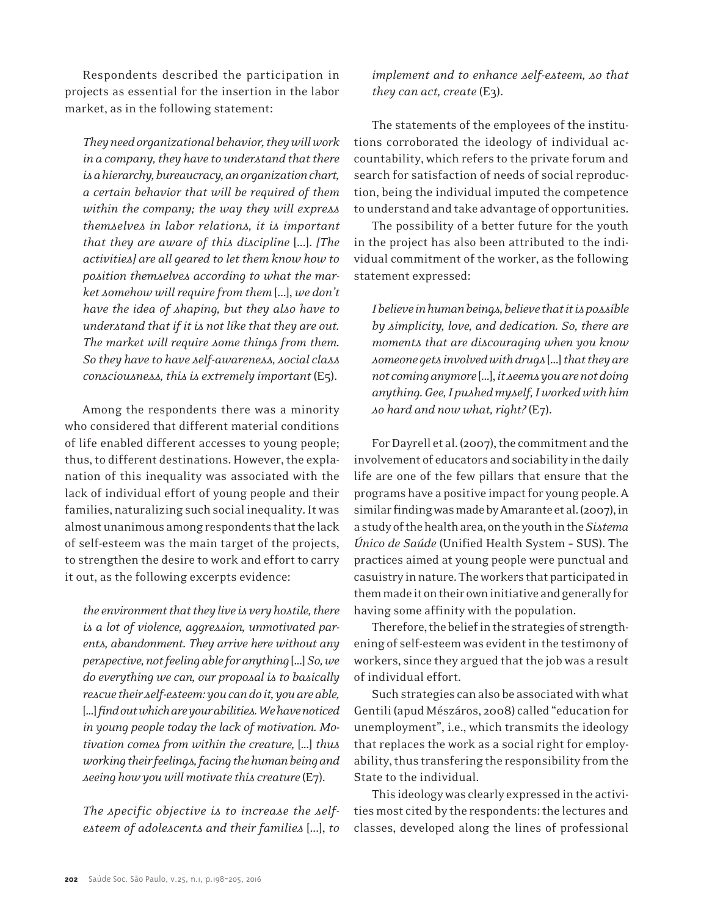Respondents described the participation in projects as essential for the insertion in the labor market, as in the following statement:

> *They need organizational behavior, they will work in a company, they have to understand that there is a hierarchy, bureaucracy, an organization chart, a certain behavior that will be required of them within the company; the way they will express themselves in labor relations, it is important that they are aware of this discipline* [...]. *[The activities] are all geared to let them know how to position themselves according to what the market somehow will require from them* [...], *we don't have the idea of shaping, but they also have to understand that if it is not like that they are out. The market will require some things from them. So they have to have self-awareness, social class consciousness, this is extremely important* (E5).

Among the respondents there was a minority who considered that different material conditions of life enabled different accesses to young people; thus, to different destinations. However, the explanation of this inequality was associated with the lack of individual effort of young people and their families, naturalizing such social inequality. It was almost unanimous among respondents that the lack of self-esteem was the main target of the projects, to strengthen the desire to work and effort to carry it out, as the following excerpts evidence:

> *the environment that they live is very hostile, there is a lot of violence, aggression, unmotivated parents, abandonment. They arrive here without any perspective, not feeling able for anything* [...] *So, we do everything we can, our proposal is to basically rescue their self-esteem: you can do it, you are able,* [...] *find out which are your abilities. We have noticed in young people today the lack of motivation. Motivation comes from within the creature,* [...] *thus working their feelings, facing the human being and seeing how you will motivate this creature* (E7).

> *The specific objective is to increase the self-esteem of adolescents and their families* [...], *to implement and to enhance self-esteem, so that they can act, create* (E3).

The statements of the employees of the institutions corroborated the ideology of individual accountability, which refers to the private forum and search for satisfaction of needs of social reproduction, being the individual imputed the competence to understand and take advantage of opportunities.

The possibility of a better future for the youth in the project has also been attributed to the individual commitment of the worker, as the following statement expressed:

> *I believe in human beings, believe that it is possible by simplicity, love, and dedication. So, there are moments that are discouraging when you know someone gets involved with drugs* [...] *that they are not coming anymore* [...], *it seems you are not doing anything. Gee, I pushed myself, I worked with him so hard and now what, right?* (E7).

For Dayrell et al. (2007), the commitment and the involvement of educators and sociability in the daily life are one of the few pillars that ensure that the programs have a positive impact for young people. A similar finding was made by Amarante et al. (2007), in a study of the health area, on the youth in the *Sistema Único de Saúde* (Unified Health System – SUS). The practices aimed at young people were punctual and casuistry in nature. The workers that participated in them made it on their own initiative and generally for having some affinity with the population.

Therefore, the belief in the strategies of strengthening of self-esteem was evident in the testimony of workers, since they argued that the job was a result of individual effort.

Such strategies can also be associated with what Gentili (apud Mészáros, 2008) called "education for unemployment", i.e., which transmits the ideology that replaces the work as a social right for employability, thus transfering the responsibility from the State to the individual.

This ideology was clearly expressed in the activities most cited by the respondents: the lectures and classes, developed along the lines of professional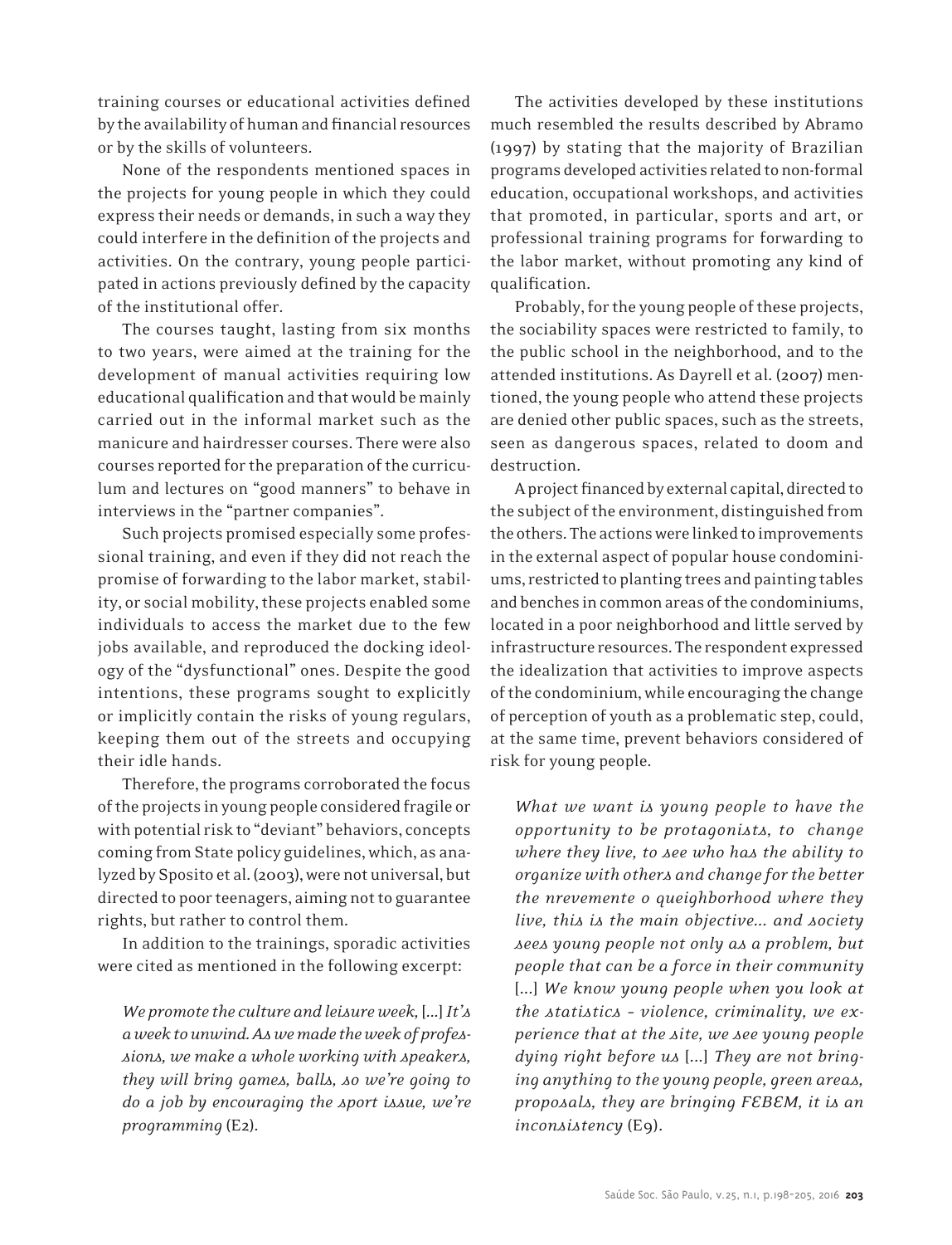training courses or educational activities defined by the availability of human and financial resources or by the skills of volunteers.

None of the respondents mentioned spaces in the projects for young people in which they could express their needs or demands, in such a way they could interfere in the definition of the projects and activities. On the contrary, young people participated in actions previously defined by the capacity of the institutional offer.

The courses taught, lasting from six months to two years, were aimed at the training for the development of manual activities requiring low educational qualification and that would be mainly carried out in the informal market such as the manicure and hairdresser courses. There were also courses reported for the preparation of the curriculum and lectures on "good manners" to behave in interviews in the "partner companies".

Such projects promised especially some professional training, and even if they did not reach the promise of forwarding to the labor market, stability, or social mobility, these projects enabled some individuals to access the market due to the few jobs available, and reproduced the docking ideology of the "dysfunctional" ones. Despite the good intentions, these programs sought to explicitly or implicitly contain the risks of young regulars, keeping them out of the streets and occupying their idle hands.

Therefore, the programs corroborated the focus of the projects in young people considered fragile or with potential risk to "deviant" behaviors, concepts coming from State policy guidelines, which, as analyzed by Sposito et al. (2003), were not universal, but directed to poor teenagers, aiming not to guarantee rights, but rather to control them.

In addition to the trainings, sporadic activities were cited as mentioned in the following excerpt:

> *We promote the culture and leisure week,* [...] *It's a week to unwind. As we made the week of professions, we make a whole working with speakers, they will bring games, balls, so we're going to do a job by encouraging the sport issue, we're programming* (E2).

The activities developed by these institutions much resembled the results described by Abramo (1997) by stating that the majority of Brazilian programs developed activities related to non-formal education, occupational workshops, and activities that promoted, in particular, sports and art, or professional training programs for forwarding to the labor market, without promoting any kind of qualification.

Probably, for the young people of these projects, the sociability spaces were restricted to family, to the public school in the neighborhood, and to the attended institutions. As Dayrell et al. (2007) mentioned, the young people who attend these projects are denied other public spaces, such as the streets, seen as dangerous spaces, related to doom and destruction.

A project financed by external capital, directed to the subject of the environment, distinguished from the others. The actions were linked to improvements in the external aspect of popular house condominiums, restricted to planting trees and painting tables and benches in common areas of the condominiums, located in a poor neighborhood and little served by infrastructure resources. The respondent expressed the idealization that activities to improve aspects of the condominium, while encouraging the change of perception of youth as a problematic step, could, at the same time, prevent behaviors considered of risk for young people.

> *What we want is young people to have the opportunity to be protagonists, to change where they live, to see who has the ability to organize with others and change for the better the nrevemente o queighborhood where they live, this is the main objective... and society sees young people not only as a problem, but people that can be a force in their community* [...] *We know young people when you look at the statistics - violence, criminality, we experience that at the site, we see young people dying right before us* [...] *They are not bringing anything to the young people, green areas, proposals, they are bringing FEBEM, it is an inconsistency* (E9).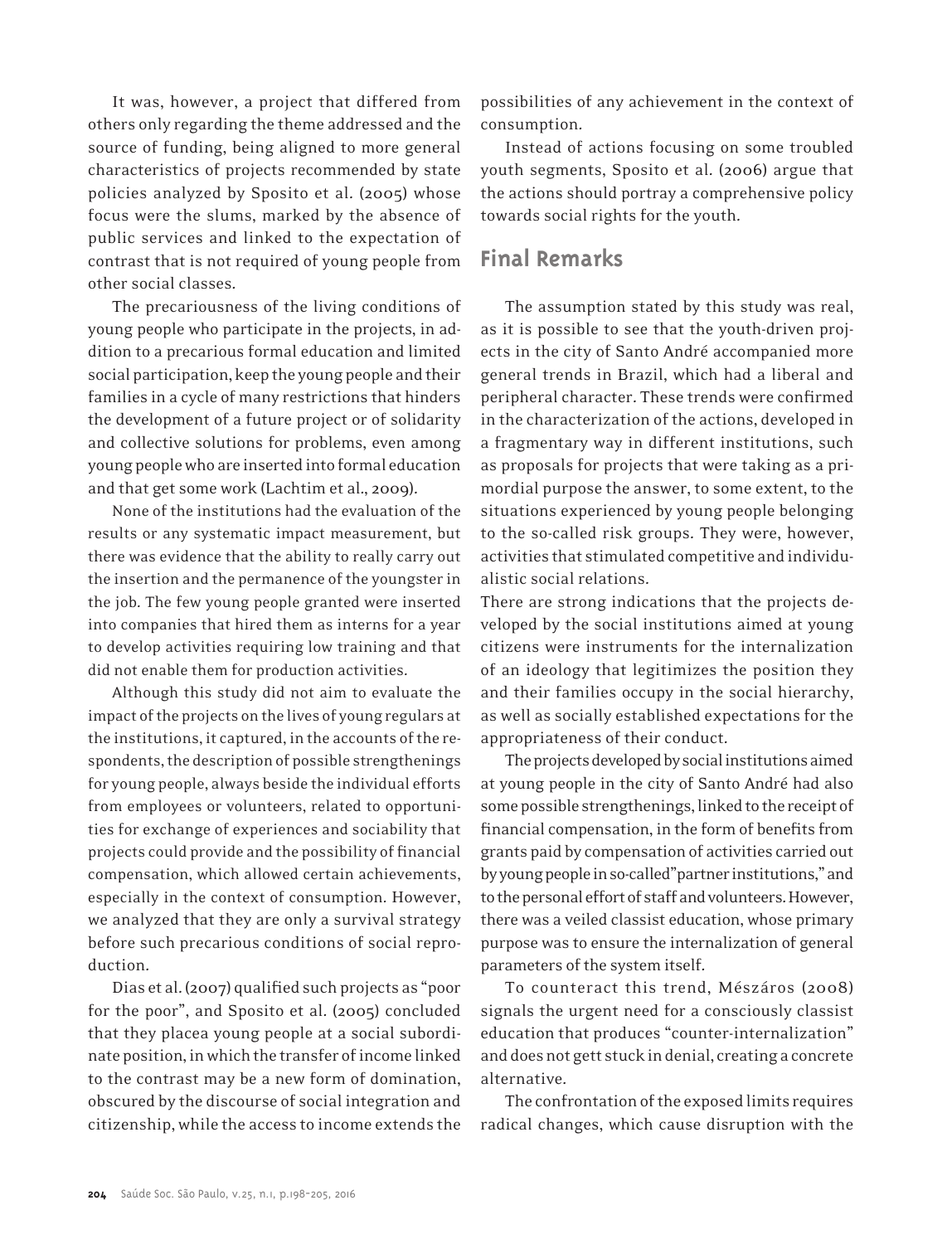It was, however, a project that differed from others only regarding the theme addressed and the source of funding, being aligned to more general characteristics of projects recommended by state policies analyzed by Sposito et al. (2005) whose focus were the slums, marked by the absence of public services and linked to the expectation of contrast that is not required of young people from other social classes.

The precariousness of the living conditions of young people who participate in the projects, in addition to a precarious formal education and limited social participation, keep the young people and their families in a cycle of many restrictions that hinders the development of a future project or of solidarity and collective solutions for problems, even among young people who are inserted into formal education and that get some work (Lachtim et al., 2009).

None of the institutions had the evaluation of the results or any systematic impact measurement, but there was evidence that the ability to really carry out the insertion and the permanence of the youngster in the job. The few young people granted were inserted into companies that hired them as interns for a year to develop activities requiring low training and that did not enable them for production activities.

Although this study did not aim to evaluate the impact of the projects on the lives of young regulars at the institutions, it captured, in the accounts of the respondents, the description of possible strengthenings for young people, always beside the individual efforts from employees or volunteers, related to opportunities for exchange of experiences and sociability that projects could provide and the possibility of financial compensation, which allowed certain achievements, especially in the context of consumption. However, we analyzed that they are only a survival strategy before such precarious conditions of social reproduction.

Dias et al. (2007) qualified such projects as "poor for the poor", and Sposito et al. (2005) concluded that they placea young people at a social subordinate position, in which the transfer of income linked to the contrast may be a new form of domination, obscured by the discourse of social integration and citizenship, while the access to income extends the possibilities of any achievement in the context of consumption.

Instead of actions focusing on some troubled youth segments, Sposito et al. (2006) argue that the actions should portray a comprehensive policy towards social rights for the youth.

## Final Remarks

The assumption stated by this study was real, as it is possible to see that the youth-driven projects in the city of Santo André accompanied more general trends in Brazil, which had a liberal and peripheral character. These trends were confirmed in the characterization of the actions, developed in a fragmentary way in different institutions, such as proposals for projects that were taking as a primordial purpose the answer, to some extent, to the situations experienced by young people belonging to the so-called risk groups. They were, however, activities that stimulated competitive and individualistic social relations.

There are strong indications that the projects developed by the social institutions aimed at young citizens were instruments for the internalization of an ideology that legitimizes the position they and their families occupy in the social hierarchy, as well as socially established expectations for the appropriateness of their conduct.

The projects developed by social institutions aimed at young people in the city of Santo André had also some possible strengthenings, linked to the receipt of financial compensation, in the form of benefits from grants paid by compensation of activities carried out by young people in so-called"partner institutions," and to the personal effort of staff and volunteers. However, there was a veiled classist education, whose primary purpose was to ensure the internalization of general parameters of the system itself.

To counteract this trend, Mészáros (2008) signals the urgent need for a consciously classist education that produces "counter-internalization" and does not gett stuck in denial, creating a concrete alternative.

The confrontation of the exposed limits requires radical changes, which cause disruption with the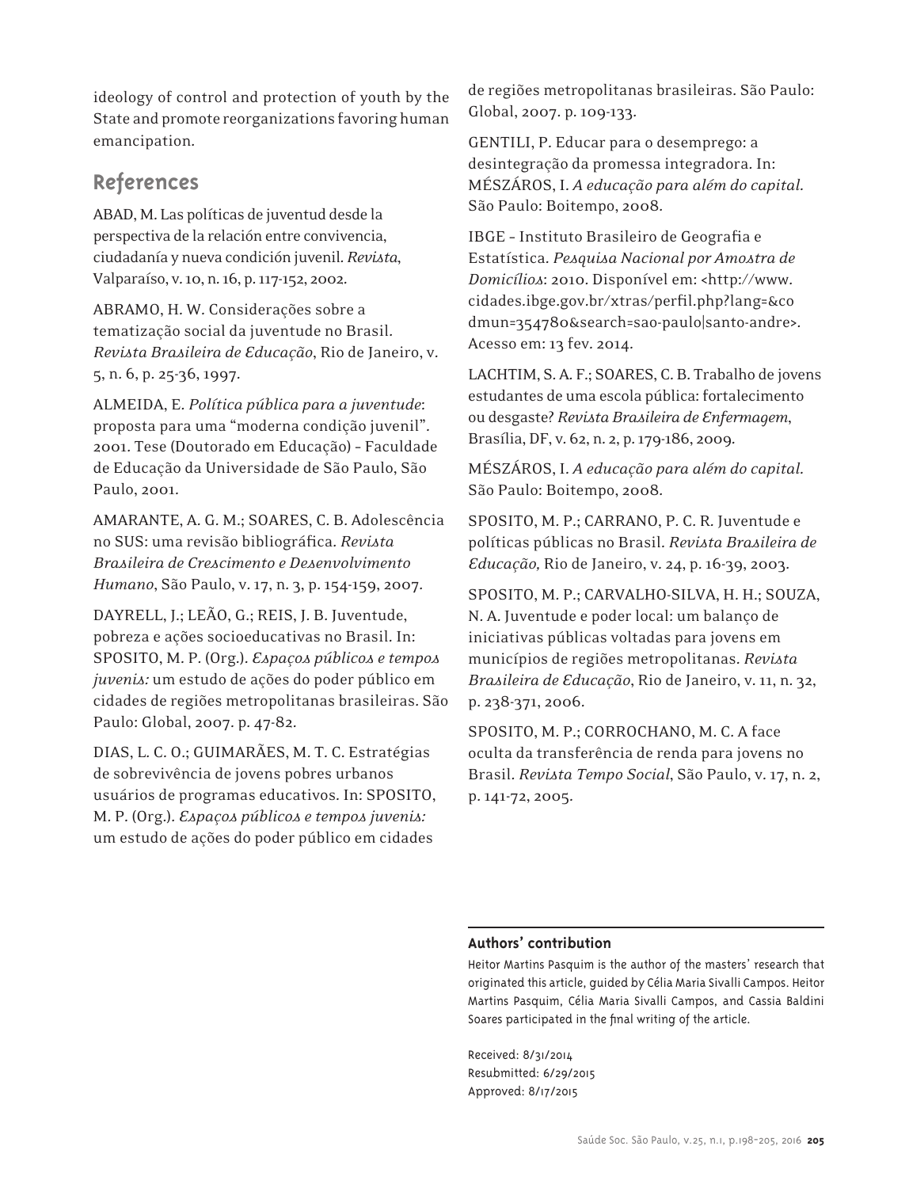ideology of control and protection of youth by the State and promote reorganizations favoring human emancipation.

## References

ABAD, M. Las políticas de juventud desde la perspectiva de la relación entre convivencia, ciudadanía y nueva condición juvenil. *Revista*, Valparaíso, v. 10, n. 16, p. 117-152, 2002.

ABRAMO, H. W. Considerações sobre a tematização social da juventude no Brasil. *Revista Brasileira de Educação*, Rio de Janeiro, v. 5, n. 6, p. 25-36, 1997.

ALMEIDA, E. *Política pública para a juventude*: proposta para uma "moderna condição juvenil". 2001. Tese (Doutorado em Educação) – Faculdade de Educação da Universidade de São Paulo, São Paulo, 2001.

AMARANTE, A. G. M.; SOARES, C. B. Adolescência no SUS: uma revisão bibliográfica. *Revista Brasileira de Crescimento e Desenvolvimento Humano*, São Paulo, v. 17, n. 3, p. 154-159, 2007.

DAYRELL, J.; LEÃO, G.; REIS, J. B. Juventude, pobreza e ações socioeducativas no Brasil. In: SPOSITO, M. P. (Org.). *Espaços públicos e tempos juvenis:* um estudo de ações do poder público em cidades de regiões metropolitanas brasileiras. São Paulo: Global, 2007. p. 47-82.

DIAS, L. C. O.; GUIMARÃES, M. T. C. Estratégias de sobrevivência de jovens pobres urbanos usuários de programas educativos. In: SPOSITO, M. P. (Org.). *Espaços públicos e tempos juvenis:* um estudo de ações do poder público em cidades de regiões metropolitanas brasileiras. São Paulo: Global, 2007. p. 109-133.

GENTILI, P. Educar para o desemprego: a desintegração da promessa integradora. In: MÉSZÁROS, I. *A educação para além do capital*. São Paulo: Boitempo, 2008.

IBGE – Instituto Brasileiro de Geografia e Estatística. *Pesquisa Nacional por Amostra de Domicílios*: 2010. Disponível em: <http://www.cidades.ibge.gov.br/xtras/perfil.php?lang=&codmun=354780&search=sao-paulo|santo-andre>. Acesso em: 13 fev. 2014.

LACHTIM, S. A. F.; SOARES, C. B. Trabalho de jovens estudantes de uma escola pública: fortalecimento ou desgaste? *Revista Brasileira de Enfermagem*, Brasília, DF, v. 62, n. 2, p. 179-186, 2009.

MÉSZÁROS, I. *A educação para além do capital*. São Paulo: Boitempo, 2008.

SPOSITO, M. P.; CARRANO, P. C. R. Juventude e políticas públicas no Brasil. *Revista Brasileira de Educação,* Rio de Janeiro, v. 24, p. 16-39, 2003.

SPOSITO, M. P.; CARVALHO-SILVA, H. H.; SOUZA, N. A. Juventude e poder local: um balanço de iniciativas públicas voltadas para jovens em municípios de regiões metropolitanas. *Revista Brasileira de Educação*, Rio de Janeiro, v. 11, n. 32, p. 238-371, 2006.

SPOSITO, M. P.; CORROCHANO, M. C. A face oculta da transferência de renda para jovens no Brasil. *Revista Tempo Social*, São Paulo, v. 17, n. 2, p. 141-72, 2005.

**Authors' contribution**

Heitor Martins Pasquim is the author of the masters' research that originated this article, guided by Célia Maria Sivalli Campos. Heitor Martins Pasquim, Célia Maria Sivalli Campos, and Cassia Baldini Soares participated in the final writing of the article.

Received: 8/31/2014
Resubmitted: 6/29/2015
Approved: 8/17/2015